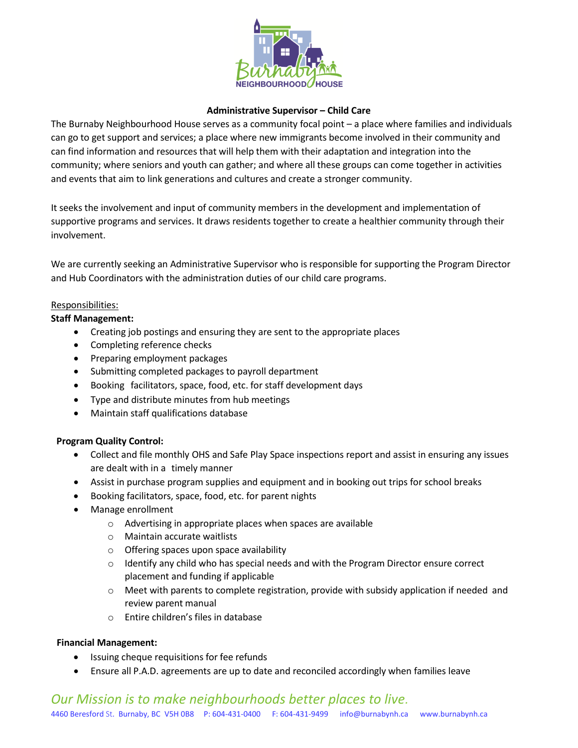# Administrative Supervisor – Child Care

The Burnaby Neighbourhood House serves as a community focal point – a place where families and individuals can go to get support and services; a place where new immigrants become involved in their community and can find information and resources that will help them with their adaptation and integration into the community; where seniors and youth can gather; and where all these groups can come together in activities and events that aim to link generations and cultures and create a stronger community.

It seeks the involvement and input of community members in the development and implementation of supportive programs and services. It draws residents together to create a healthier community through their involvement.

We are currently seeking an Administrative Supervisor who is responsible for supporting the Program Director and Hub Coordinators with the administration duties of our child care programs.

Responsibilities:

**Staff Management:**

- Creating job postings and ensuring they are sent to the appropriate places
- Completing reference checks
- Preparing employment packages
- Submitting completed packages to payroll department
- Booking facilitators, space, food, etc. for staff development days
- Type and distribute minutes from hub meetings
- Maintain staff qualifications database

**Program Quality Control:**

- Collect and file monthly OHS and Safe Play Space inspections report and assist in ensuring any issues are dealt with in a timely manner
- Assist in purchase program supplies and equipment and in booking out trips for school breaks
- Booking facilitators, space, food, etc. for parent nights
- Manage enrollment
  - Advertising in appropriate places when spaces are available
  - Maintain accurate waitlists
  - Offering spaces upon space availability
  - Identify any child who has special needs and with the Program Director ensure correct placement and funding if applicable
  - Meet with parents to complete registration, provide with subsidy application if needed and review parent manual
  - Entire children's files in database

**Financial Management:**

- Issuing cheque requisitions for fee refunds
- Ensure all P.A.D. agreements are up to date and reconciled accordingly when families leave

*Our Mission is to make neighbourhoods better places to live.*

4460 Beresford St. Burnaby, BC V5H 0B8 P: 604-431-0400 F: 604-431-9499 info@burnabynh.ca www.burnabynh.ca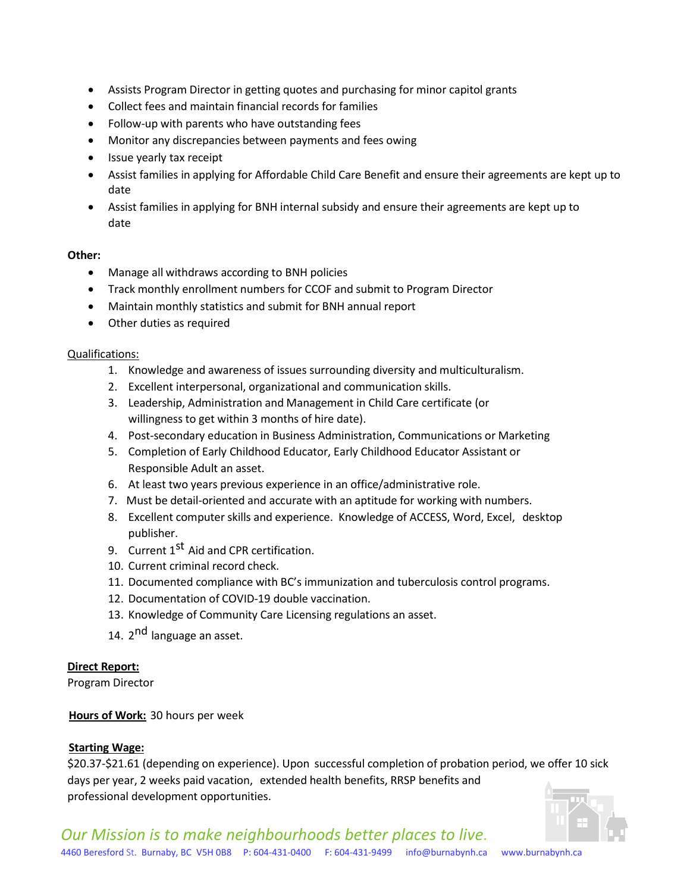- Assists Program Director in getting quotes and purchasing for minor capitol grants
- Collect fees and maintain financial records for families
- Follow-up with parents who have outstanding fees
- Monitor any discrepancies between payments and fees owing
- Issue yearly tax receipt
- Assist families in applying for Affordable Child Care Benefit and ensure their agreements are kept up to date
- Assist families in applying for BNH internal subsidy and ensure their agreements are kept up to date

**Other:**

- Manage all withdraws according to BNH policies
- Track monthly enrollment numbers for CCOF and submit to Program Director
- Maintain monthly statistics and submit for BNH annual report
- Other duties as required

Qualifications:

1. Knowledge and awareness of issues surrounding diversity and multiculturalism.
2. Excellent interpersonal, organizational and communication skills.
3. Leadership, Administration and Management in Child Care certificate (or willingness to get within 3 months of hire date).
4. Post-secondary education in Business Administration, Communications or Marketing
5. Completion of Early Childhood Educator, Early Childhood Educator Assistant or Responsible Adult an asset.
6. At least two years previous experience in an office/administrative role.
7. Must be detail-oriented and accurate with an aptitude for working with numbers.
8. Excellent computer skills and experience. Knowledge of ACCESS, Word, Excel, desktop publisher.
9. Current 1st Aid and CPR certification.
10. Current criminal record check.
11. Documented compliance with BC's immunization and tuberculosis control programs.
12. Documentation of COVID-19 double vaccination.
13. Knowledge of Community Care Licensing regulations an asset.
14. 2nd language an asset.

**Direct Report:**
Program Director

**Hours of Work:** 30 hours per week

**Starting Wage:**
$20.37-$21.61 (depending on experience). Upon successful completion of probation period, we offer 10 sick days per year, 2 weeks paid vacation, extended health benefits, RRSP benefits and professional development opportunities.

*Our Mission is to make neighbourhoods better places to live.*

4460 Beresford St. Burnaby, BC V5H 0B8 P: 604-431-0400 F: 604-431-9499 info@burnabynh.ca www.burnabynh.ca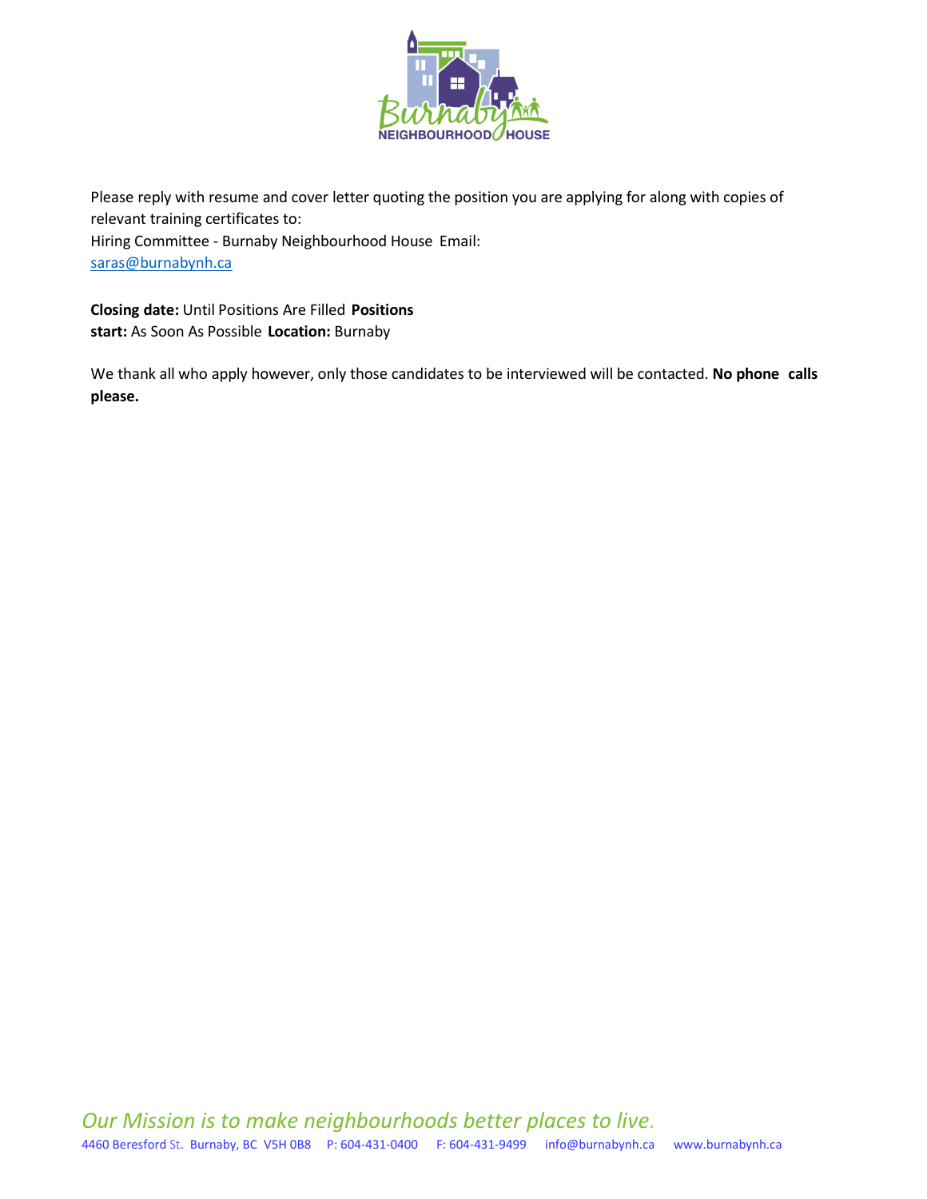Please reply with resume and cover letter quoting the position you are applying for along with copies of relevant training certificates to:
Hiring Committee - Burnaby Neighbourhood House Email:
saras@burnabynh.ca

**Closing date:** Until Positions Are Filled **Positions start:** As Soon As Possible **Location:** Burnaby

We thank all who apply however, only those candidates to be interviewed will be contacted. **No phone calls please.**

*Our Mission is to make neighbourhoods better places to live.*

4460 Beresford St. Burnaby, BC V5H 0B8 P: 604-431-0400 F: 604-431-9499 info@burnabynh.ca www.burnabynh.ca